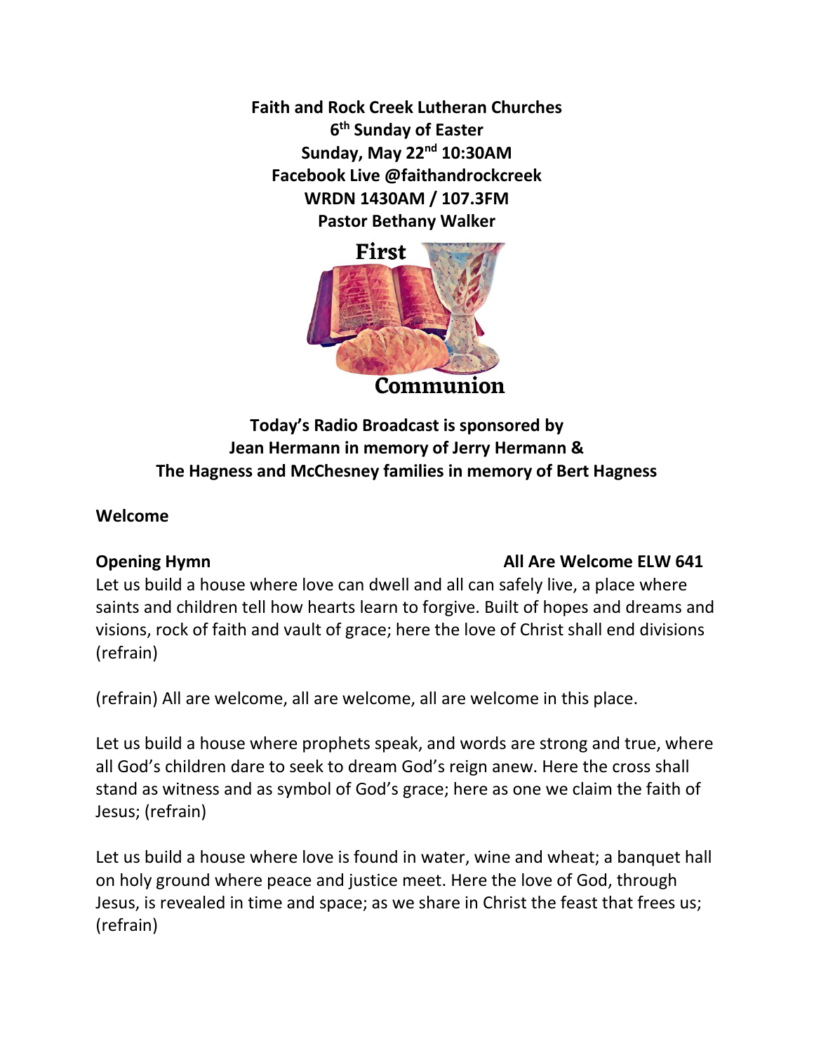**Faith and Rock Creek Lutheran Churches**
**6th Sunday of Easter**
**Sunday, May 22nd 10:30AM**
**Facebook Live @faithandrockcreek**
**WRDN 1430AM / 107.3FM**
**Pastor Bethany Walker**

First Communion

**Today's Radio Broadcast is sponsored by**
**Jean Hermann in memory of Jerry Hermann &**
**The Hagness and McChesney families in memory of Bert Hagness**

**Welcome**

**Opening Hymn** **All Are Welcome ELW 641**

Let us build a house where love can dwell and all can safely live, a place where saints and children tell how hearts learn to forgive. Built of hopes and dreams and visions, rock of faith and vault of grace; here the love of Christ shall end divisions (refrain)

(refrain) All are welcome, all are welcome, all are welcome in this place.

Let us build a house where prophets speak, and words are strong and true, where all God's children dare to seek to dream God's reign anew. Here the cross shall stand as witness and as symbol of God's grace; here as one we claim the faith of Jesus; (refrain)

Let us build a house where love is found in water, wine and wheat; a banquet hall on holy ground where peace and justice meet. Here the love of God, through Jesus, is revealed in time and space; as we share in Christ the feast that frees us; (refrain)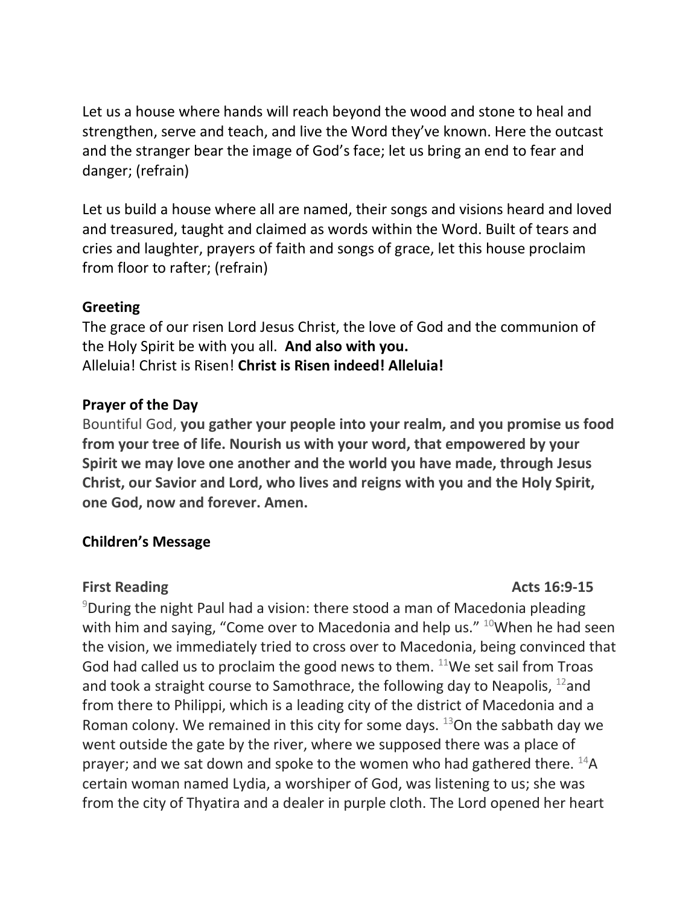Let us a house where hands will reach beyond the wood and stone to heal and strengthen, serve and teach, and live the Word they've known. Here the outcast and the stranger bear the image of God's face; let us bring an end to fear and danger; (refrain)

Let us build a house where all are named, their songs and visions heard and loved and treasured, taught and claimed as words within the Word. Built of tears and cries and laughter, prayers of faith and songs of grace, let this house proclaim from floor to rafter; (refrain)

**Greeting**

The grace of our risen Lord Jesus Christ, the love of God and the communion of the Holy Spirit be with you all. **And also with you.**
Alleluia! Christ is Risen! **Christ is Risen indeed! Alleluia!**

**Prayer of the Day**

Bountiful God, **you gather your people into your realm, and you promise us food from your tree of life. Nourish us with your word, that empowered by your Spirit we may love one another and the world you have made, through Jesus Christ, our Savior and Lord, who lives and reigns with you and the Holy Spirit, one God, now and forever. Amen.**

**Children's Message**

**First Reading** **Acts 16:9-15**

[9]During the night Paul had a vision: there stood a man of Macedonia pleading with him and saying, "Come over to Macedonia and help us." [10]When he had seen the vision, we immediately tried to cross over to Macedonia, being convinced that God had called us to proclaim the good news to them. [11]We set sail from Troas and took a straight course to Samothrace, the following day to Neapolis, [12]and from there to Philippi, which is a leading city of the district of Macedonia and a Roman colony. We remained in this city for some days. [13]On the sabbath day we went outside the gate by the river, where we supposed there was a place of prayer; and we sat down and spoke to the women who had gathered there. [14]A certain woman named Lydia, a worshiper of God, was listening to us; she was from the city of Thyatira and a dealer in purple cloth. The Lord opened her heart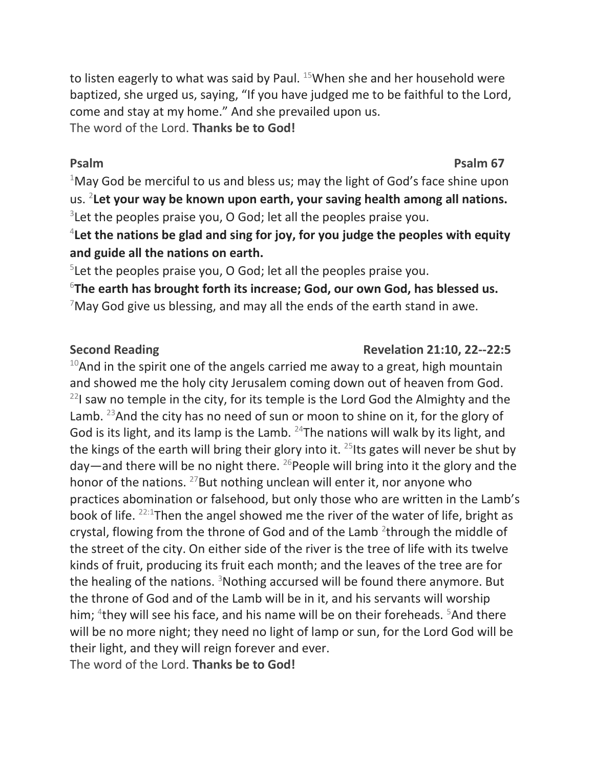to listen eagerly to what was said by Paul. [15]When she and her household were baptized, she urged us, saying, “If you have judged me to be faithful to the Lord, come and stay at my home.” And she prevailed upon us.
The word of the Lord. **Thanks be to God!**

**Psalm** **Psalm 67**

[1]May God be merciful to us and bless us; may the light of God’s face shine upon us. [2]**Let your way be known upon earth, your saving health among all nations.**
[3]Let the peoples praise you, O God; let all the peoples praise you.
[4]**Let the nations be glad and sing for joy, for you judge the peoples with equity and guide all the nations on earth.**
[5]Let the peoples praise you, O God; let all the peoples praise you.
[6]**The earth has brought forth its increase; God, our own God, has blessed us.**
[7]May God give us blessing, and may all the ends of the earth stand in awe.

**Second Reading** **Revelation 21:10, 22--22:5**

[10]And in the spirit one of the angels carried me away to a great, high mountain and showed me the holy city Jerusalem coming down out of heaven from God. [22]I saw no temple in the city, for its temple is the Lord God the Almighty and the Lamb. [23]And the city has no need of sun or moon to shine on it, for the glory of God is its light, and its lamp is the Lamb. [24]The nations will walk by its light, and the kings of the earth will bring their glory into it. [25]Its gates will never be shut by day—and there will be no night there. [26]People will bring into it the glory and the honor of the nations. [27]But nothing unclean will enter it, nor anyone who practices abomination or falsehood, but only those who are written in the Lamb’s book of life. [22:1]Then the angel showed me the river of the water of life, bright as crystal, flowing from the throne of God and of the Lamb [2]through the middle of the street of the city. On either side of the river is the tree of life with its twelve kinds of fruit, producing its fruit each month; and the leaves of the tree are for the healing of the nations. [3]Nothing accursed will be found there anymore. But the throne of God and of the Lamb will be in it, and his servants will worship him; [4]they will see his face, and his name will be on their foreheads. [5]And there will be no more night; they need no light of lamp or sun, for the Lord God will be their light, and they will reign forever and ever.
The word of the Lord. **Thanks be to God!**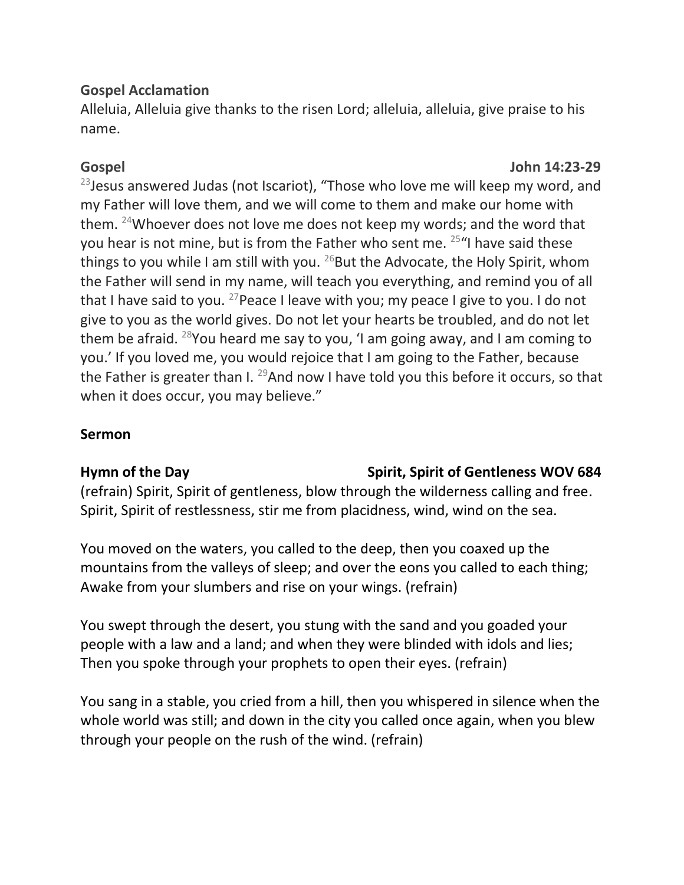**Gospel Acclamation**

Alleluia, Alleluia give thanks to the risen Lord; alleluia, alleluia, give praise to his name.

**Gospel** **John 14:23-29**

[23]Jesus answered Judas (not Iscariot), "Those who love me will keep my word, and my Father will love them, and we will come to them and make our home with them. [24]Whoever does not love me does not keep my words; and the word that you hear is not mine, but is from the Father who sent me. [25]"I have said these things to you while I am still with you. [26]But the Advocate, the Holy Spirit, whom the Father will send in my name, will teach you everything, and remind you of all that I have said to you. [27]Peace I leave with you; my peace I give to you. I do not give to you as the world gives. Do not let your hearts be troubled, and do not let them be afraid. [28]You heard me say to you, 'I am going away, and I am coming to you.' If you loved me, you would rejoice that I am going to the Father, because the Father is greater than I. [29]And now I have told you this before it occurs, so that when it does occur, you may believe."

**Sermon**

**Hymn of the Day** **Spirit, Spirit of Gentleness WOV 684**

(refrain) Spirit, Spirit of gentleness, blow through the wilderness calling and free. Spirit, Spirit of restlessness, stir me from placidness, wind, wind on the sea.

You moved on the waters, you called to the deep, then you coaxed up the mountains from the valleys of sleep; and over the eons you called to each thing; Awake from your slumbers and rise on your wings. (refrain)

You swept through the desert, you stung with the sand and you goaded your people with a law and a land; and when they were blinded with idols and lies; Then you spoke through your prophets to open their eyes. (refrain)

You sang in a stable, you cried from a hill, then you whispered in silence when the whole world was still; and down in the city you called once again, when you blew through your people on the rush of the wind. (refrain)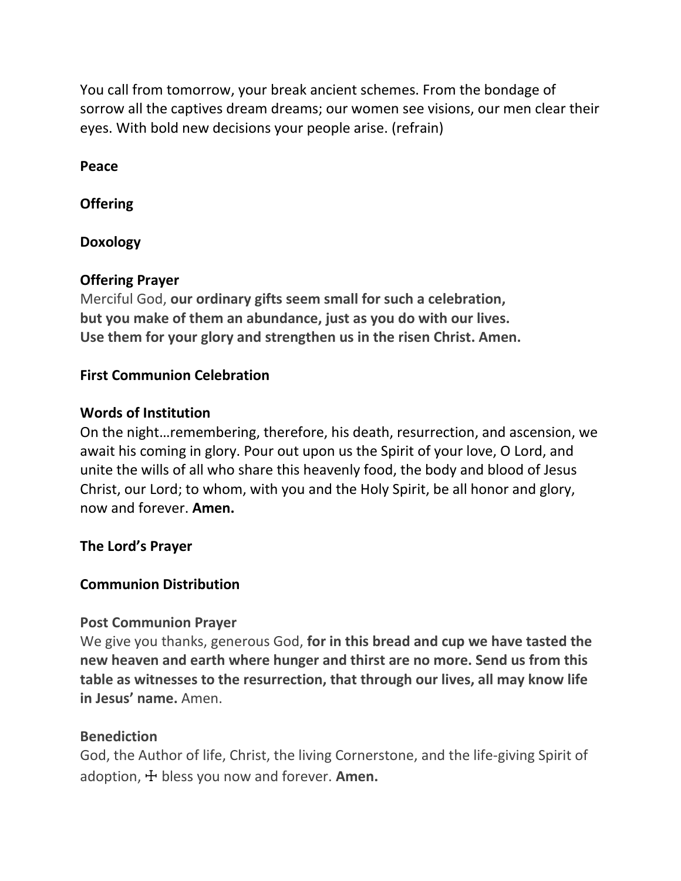You call from tomorrow, your break ancient schemes. From the bondage of sorrow all the captives dream dreams; our women see visions, our men clear their eyes. With bold new decisions your people arise. (refrain)

**Peace**

**Offering**

**Doxology**

**Offering Prayer**
Merciful God, **our ordinary gifts seem small for such a celebration, but you make of them an abundance, just as you do with our lives. Use them for your glory and strengthen us in the risen Christ. Amen.**

**First Communion Celebration**

**Words of Institution**
On the night…remembering, therefore, his death, resurrection, and ascension, we await his coming in glory. Pour out upon us the Spirit of your love, O Lord, and unite the wills of all who share this heavenly food, the body and blood of Jesus Christ, our Lord; to whom, with you and the Holy Spirit, be all honor and glory, now and forever. **Amen.**

**The Lord's Prayer**

**Communion Distribution**

**Post Communion Prayer**
We give you thanks, generous God, **for in this bread and cup we have tasted the new heaven and earth where hunger and thirst are no more. Send us from this table as witnesses to the resurrection, that through our lives, all may know life in Jesus' name.** Amen.

**Benediction**
God, the Author of life, Christ, the living Cornerstone, and the life-giving Spirit of adoption, ☩ bless you now and forever. **Amen.**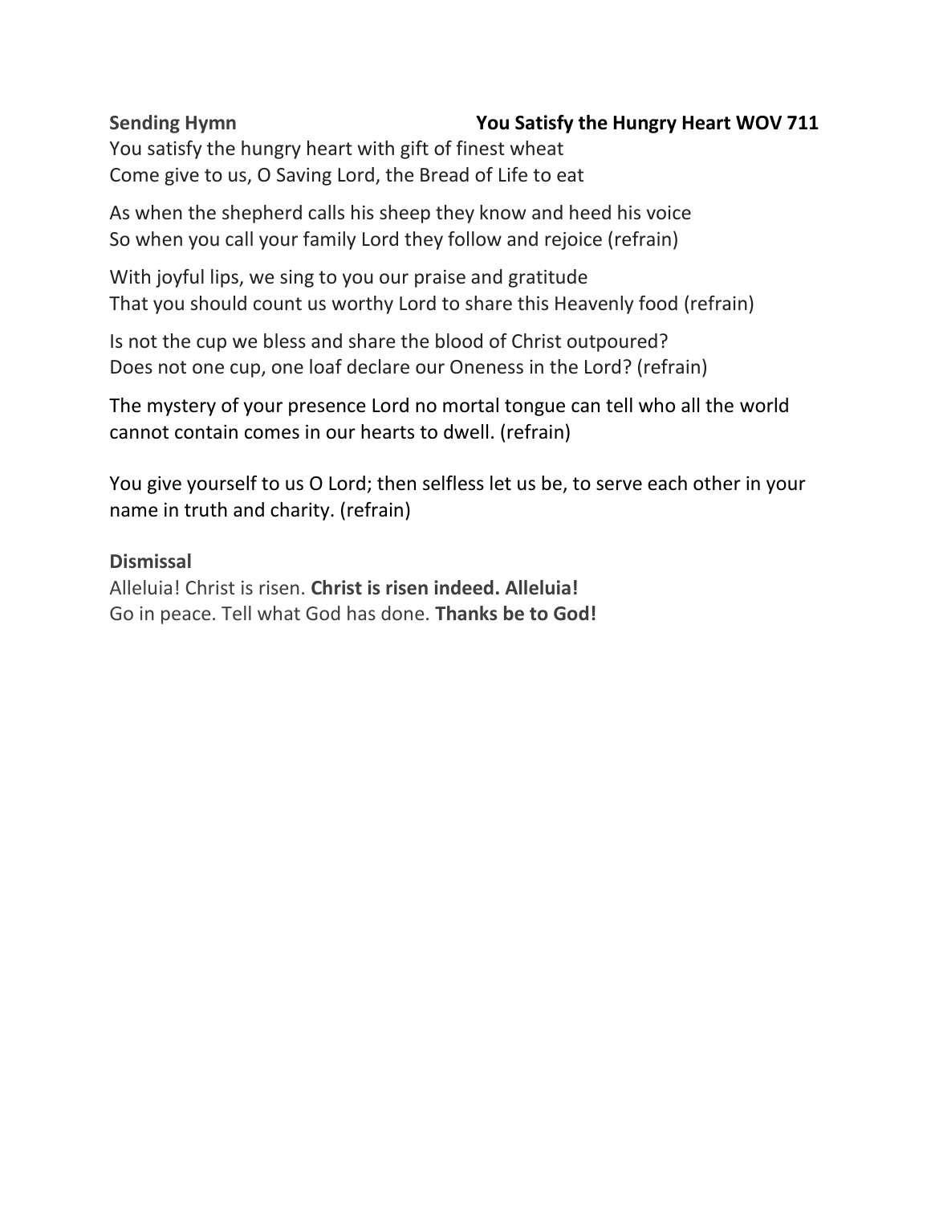**Sending Hymn** **You Satisfy the Hungry Heart WOV 711**

You satisfy the hungry heart with gift of finest wheat
Come give to us, O Saving Lord, the Bread of Life to eat

As when the shepherd calls his sheep they know and heed his voice
So when you call your family Lord they follow and rejoice (refrain)

With joyful lips, we sing to you our praise and gratitude
That you should count us worthy Lord to share this Heavenly food (refrain)

Is not the cup we bless and share the blood of Christ outpoured?
Does not one cup, one loaf declare our Oneness in the Lord? (refrain)

The mystery of your presence Lord no mortal tongue can tell who all the world cannot contain comes in our hearts to dwell. (refrain)

You give yourself to us O Lord; then selfless let us be, to serve each other in your name in truth and charity. (refrain)

**Dismissal**

Alleluia! Christ is risen. **Christ is risen indeed. Alleluia!**
Go in peace. Tell what God has done. **Thanks be to God!**